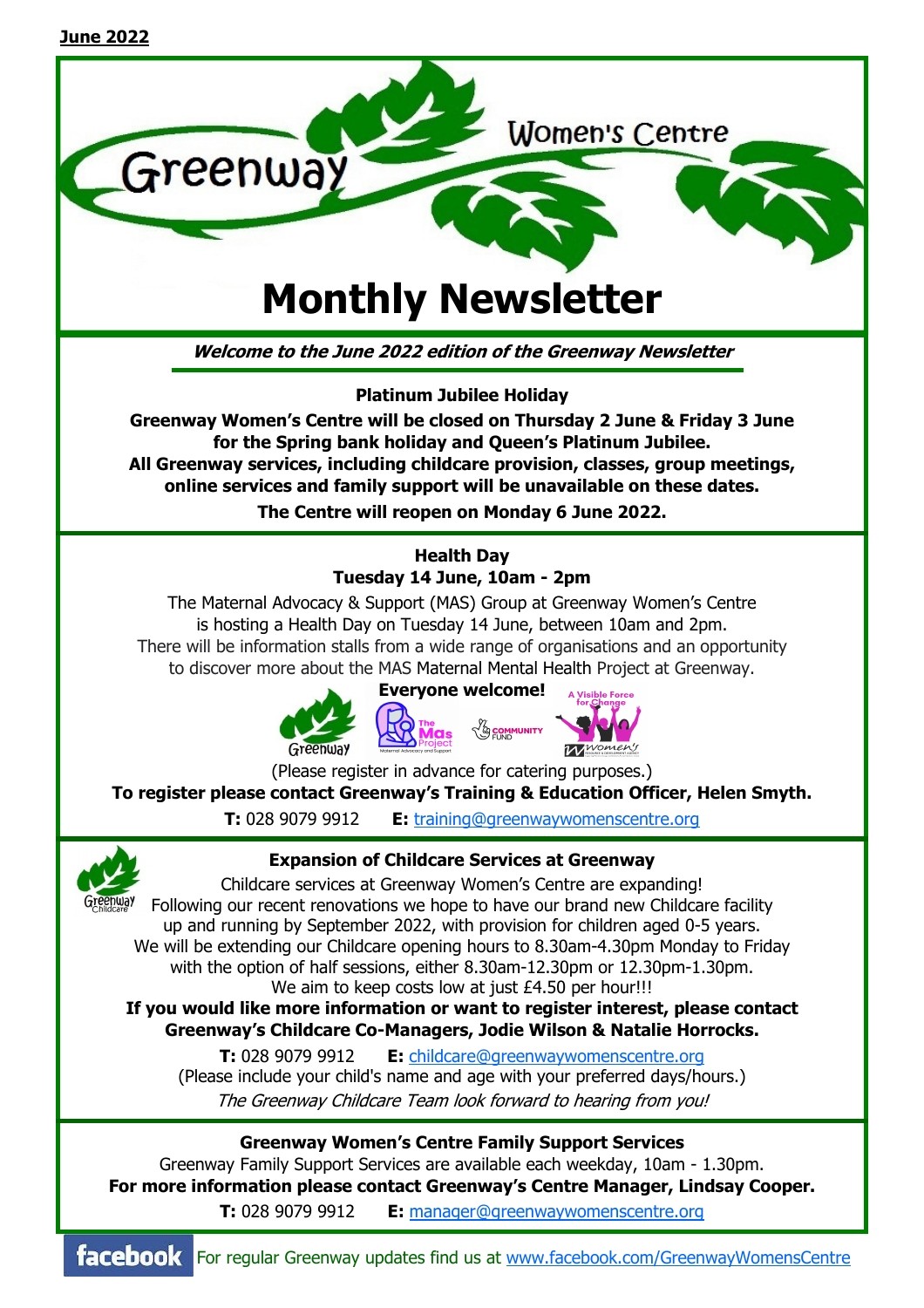**June 2022**

# Greenway Women's Centre

# Monthly Newsletter

***Welcome to the June 2022 edition of the Greenway Newsletter***

### Platinum Jubilee Holiday

**Greenway Women's Centre will be closed on Thursday 2 June & Friday 3 June for the Spring bank holiday and Queen's Platinum Jubilee.**
**All Greenway services, including childcare provision, classes, group meetings, online services and family support will be unavailable on these dates.**
**The Centre will reopen on Monday 6 June 2022.**

### Health Day
**Tuesday 14 June, 10am - 2pm**

The Maternal Advocacy & Support (MAS) Group at Greenway Women's Centre is hosting a Health Day on Tuesday 14 June, between 10am and 2pm.
There will be information stalls from a wide range of organisations and an opportunity to discover more about the MAS Maternal Mental Health Project at Greenway.

**Everyone welcome!**

(Please register in advance for catering purposes.)

**To register please contact Greenway's Training & Education Officer, Helen Smyth.**

**T:** 028 9079 9912 **E:** training@greenwaywomenscentre.org

### Expansion of Childcare Services at Greenway

Childcare services at Greenway Women's Centre are expanding!
Following our recent renovations we hope to have our brand new Childcare facility up and running by September 2022, with provision for children aged 0-5 years.
We will be extending our Childcare opening hours to 8.30am-4.30pm Monday to Friday with the option of half sessions, either 8.30am-12.30pm or 12.30pm-1.30pm.
We aim to keep costs low at just £4.50 per hour!!!

**If you would like more information or want to register interest, please contact Greenway's Childcare Co-Managers, Jodie Wilson & Natalie Horrocks.**

**T:** 028 9079 9912 **E:** childcare@greenwaywomenscentre.org
(Please include your child's name and age with your preferred days/hours.)

*The Greenway Childcare Team look forward to hearing from you!*

### Greenway Women's Centre Family Support Services

Greenway Family Support Services are available each weekday, 10am - 1.30pm.

**For more information please contact Greenway's Centre Manager, Lindsay Cooper.**

**T:** 028 9079 9912 **E:** manager@greenwaywomenscentre.org

**facebook** For regular Greenway updates find us at www.facebook.com/GreenwayWomensCentre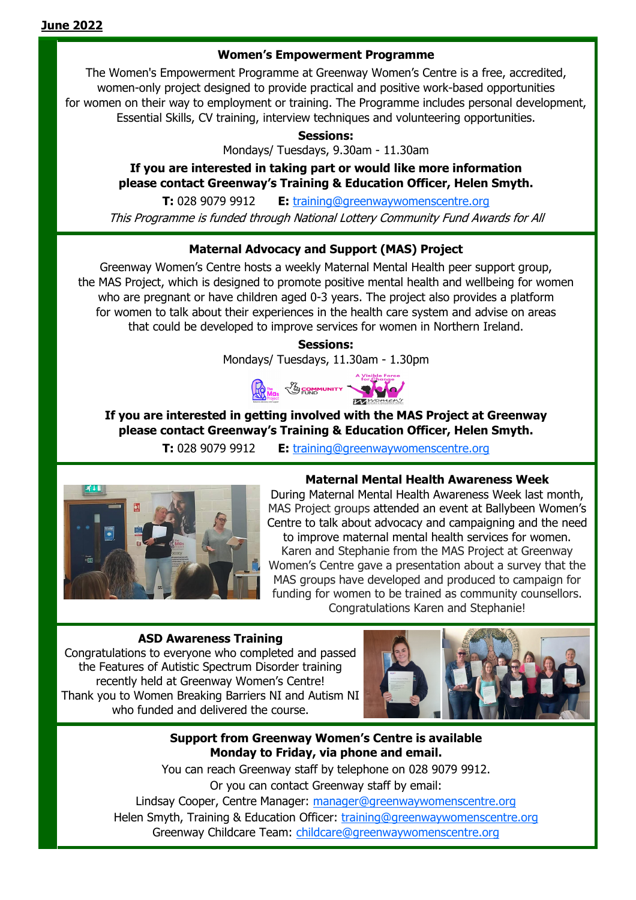**June 2022**

### Women's Empowerment Programme

The Women's Empowerment Programme at Greenway Women's Centre is a free, accredited, women-only project designed to provide practical and positive work-based opportunities for women on their way to employment or training. The Programme includes personal development, Essential Skills, CV training, interview techniques and volunteering opportunities.

**Sessions:**
Mondays/ Tuesdays, 9.30am - 11.30am

**If you are interested in taking part or would like more information please contact Greenway's Training & Education Officer, Helen Smyth.**

**T:** 028 9079 9912 **E:** training@greenwaywomenscentre.org

*This Programme is funded through National Lottery Community Fund Awards for All*

### Maternal Advocacy and Support (MAS) Project

Greenway Women's Centre hosts a weekly Maternal Mental Health peer support group, the MAS Project, which is designed to promote positive mental health and wellbeing for women who are pregnant or have children aged 0-3 years. The project also provides a platform for women to talk about their experiences in the health care system and advise on areas that could be developed to improve services for women in Northern Ireland.

**Sessions:**
Mondays/ Tuesdays, 11.30am - 1.30pm

**If you are interested in getting involved with the MAS Project at Greenway please contact Greenway's Training & Education Officer, Helen Smyth.**

**T:** 028 9079 9912 **E:** training@greenwaywomenscentre.org

### Maternal Mental Health Awareness Week

During Maternal Mental Health Awareness Week last month, MAS Project groups attended an event at Ballybeen Women's Centre to talk about advocacy and campaigning and the need to improve maternal mental health services for women. Karen and Stephanie from the MAS Project at Greenway Women's Centre gave a presentation about a survey that the MAS groups have developed and produced to campaign for funding for women to be trained as community counsellors. Congratulations Karen and Stephanie!

### ASD Awareness Training

Congratulations to everyone who completed and passed the Features of Autistic Spectrum Disorder training recently held at Greenway Women's Centre! Thank you to Women Breaking Barriers NI and Autism NI who funded and delivered the course.

**Support from Greenway Women's Centre is available Monday to Friday, via phone and email.**

You can reach Greenway staff by telephone on 028 9079 9912.
Or you can contact Greenway staff by email:
Lindsay Cooper, Centre Manager: manager@greenwaywomenscentre.org
Helen Smyth, Training & Education Officer: training@greenwaywomenscentre.org
Greenway Childcare Team: childcare@greenwaywomenscentre.org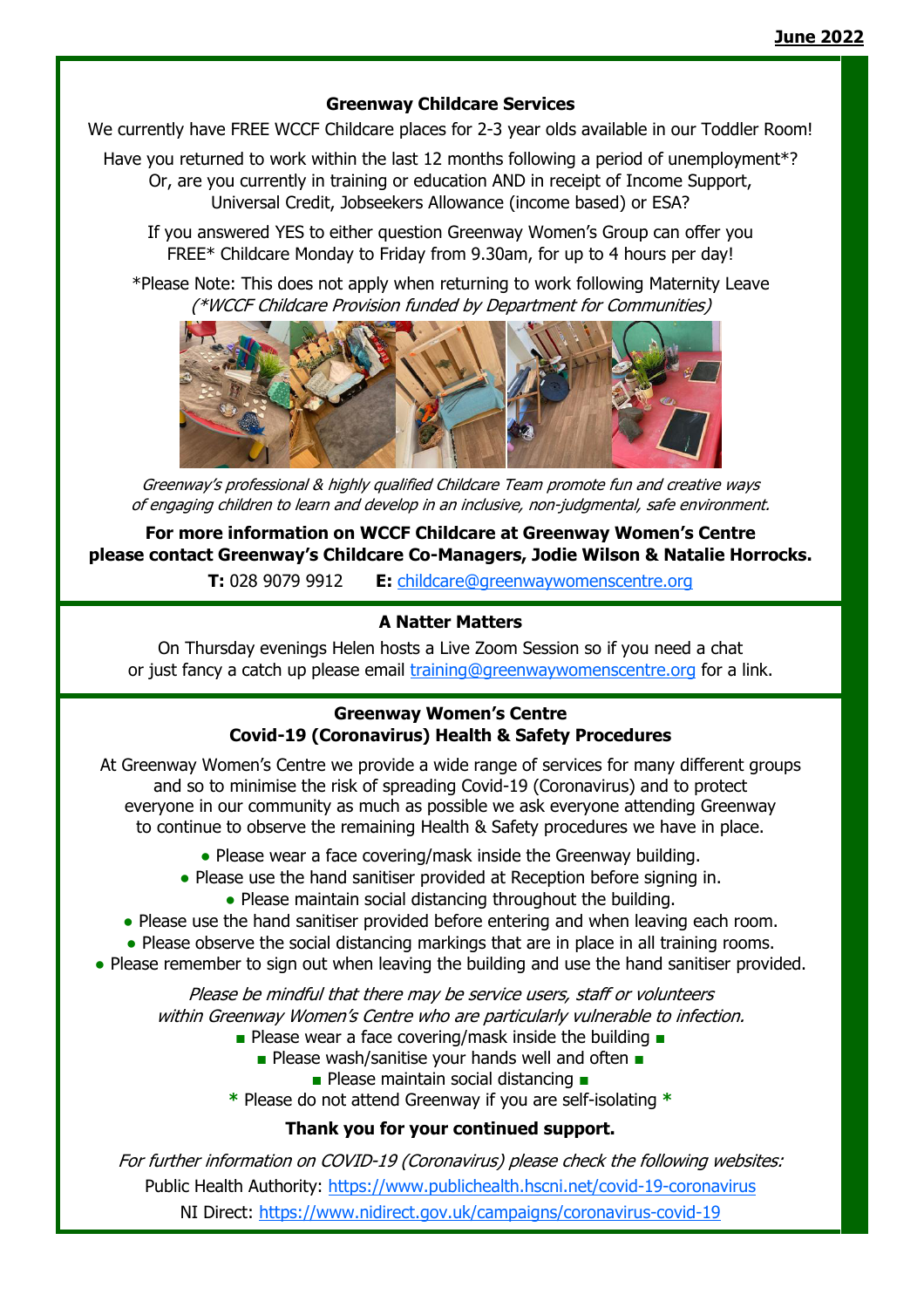**June 2022**

## Greenway Childcare Services

We currently have FREE WCCF Childcare places for 2-3 year olds available in our Toddler Room!

Have you returned to work within the last 12 months following a period of unemployment*? Or, are you currently in training or education AND in receipt of Income Support, Universal Credit, Jobseekers Allowance (income based) or ESA?

If you answered YES to either question Greenway Women's Group can offer you FREE* Childcare Monday to Friday from 9.30am, for up to 4 hours per day!

*Please Note: This does not apply when returning to work following Maternity Leave
*(*WCCF Childcare Provision funded by Department for Communities)*

*Greenway's professional & highly qualified Childcare Team promote fun and creative ways of engaging children to learn and develop in an inclusive, non-judgmental, safe environment.*

**For more information on WCCF Childcare at Greenway Women's Centre please contact Greenway's Childcare Co-Managers, Jodie Wilson & Natalie Horrocks.**

**T:** 028 9079 9912 **E:** childcare@greenwaywomenscentre.org

## A Natter Matters

On Thursday evenings Helen hosts a Live Zoom Session so if you need a chat or just fancy a catch up please email training@greenwaywomenscentre.org for a link.

## Greenway Women's Centre
## Covid-19 (Coronavirus) Health & Safety Procedures

At Greenway Women's Centre we provide a wide range of services for many different groups and so to minimise the risk of spreading Covid-19 (Coronavirus) and to protect everyone in our community as much as possible we ask everyone attending Greenway to continue to observe the remaining Health & Safety procedures we have in place.

- Please wear a face covering/mask inside the Greenway building.
- Please use the hand sanitiser provided at Reception before signing in.
- Please maintain social distancing throughout the building.
- Please use the hand sanitiser provided before entering and when leaving each room.
- Please observe the social distancing markings that are in place in all training rooms.
- Please remember to sign out when leaving the building and use the hand sanitiser provided.

*Please be mindful that there may be service users, staff or volunteers within Greenway Women's Centre who are particularly vulnerable to infection.*

■ Please wear a face covering/mask inside the building ■
■ Please wash/sanitise your hands well and often ■
■ Please maintain social distancing ■
\* Please do not attend Greenway if you are self-isolating *

**Thank you for your continued support.**

*For further information on COVID-19 (Coronavirus) please check the following websites:*

Public Health Authority: https://www.publichealth.hscni.net/covid-19-coronavirus

NI Direct: https://www.nidirect.gov.uk/campaigns/coronavirus-covid-19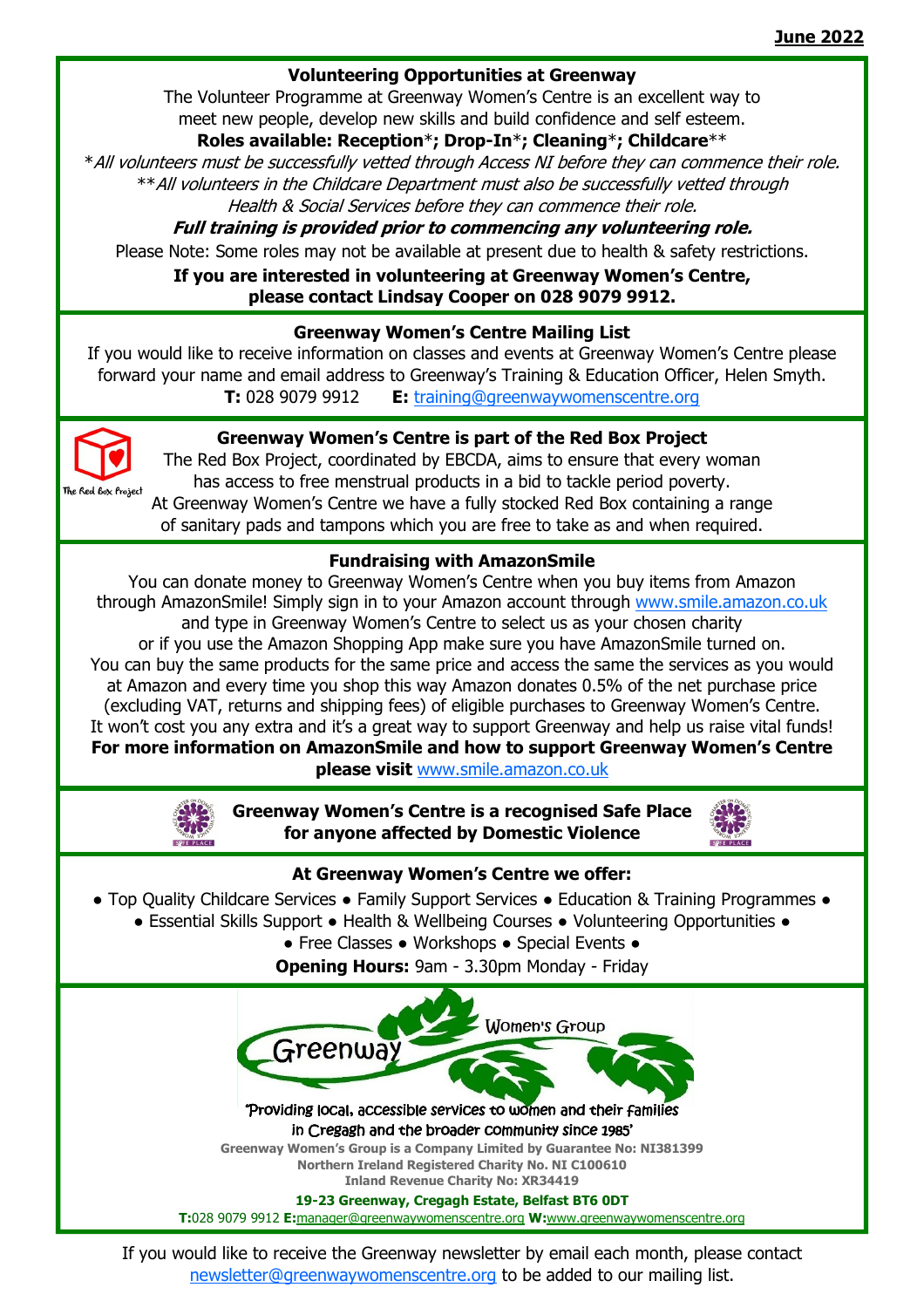**June 2022**

### Volunteering Opportunities at Greenway

The Volunteer Programme at Greenway Women's Centre is an excellent way to meet new people, develop new skills and build confidence and self esteem.

**Roles available: Reception*; Drop-In*; Cleaning*; Childcare****

*\*All volunteers must be successfully vetted through Access NI before they can commence their role.*
*\*\*All volunteers in the Childcare Department must also be successfully vetted through Health & Social Services before they can commence their role.*

***Full training is provided prior to commencing any volunteering role.***

Please Note: Some roles may not be available at present due to health & safety restrictions.

**If you are interested in volunteering at Greenway Women's Centre, please contact Lindsay Cooper on 028 9079 9912.**

### Greenway Women's Centre Mailing List

If you would like to receive information on classes and events at Greenway Women's Centre please forward your name and email address to Greenway's Training & Education Officer, Helen Smyth.

**T:** 028 9079 9912 **E:** training@greenwaywomenscentre.org

### Greenway Women's Centre is part of the Red Box Project

The Red Box Project

The Red Box Project, coordinated by EBCDA, aims to ensure that every woman has access to free menstrual products in a bid to tackle period poverty.
At Greenway Women's Centre we have a fully stocked Red Box containing a range of sanitary pads and tampons which you are free to take as and when required.

### Fundraising with AmazonSmile

You can donate money to Greenway Women's Centre when you buy items from Amazon through AmazonSmile! Simply sign in to your Amazon account through www.smile.amazon.co.uk and type in Greenway Women's Centre to select us as your chosen charity or if you use the Amazon Shopping App make sure you have AmazonSmile turned on.
You can buy the same products for the same price and access the same the services as you would at Amazon and every time you shop this way Amazon donates 0.5% of the net purchase price (excluding VAT, returns and shipping fees) of eligible purchases to Greenway Women's Centre. It won't cost you any extra and it's a great way to support Greenway and help us raise vital funds!

**For more information on AmazonSmile and how to support Greenway Women's Centre please visit** www.smile.amazon.co.uk

**Greenway Women's Centre is a recognised Safe Place for anyone affected by Domestic Violence**

### At Greenway Women's Centre we offer:

● Top Quality Childcare Services ● Family Support Services ● Education & Training Programmes ● Essential Skills Support ● Health & Wellbeing Courses ● Volunteering Opportunities ● Free Classes ● Workshops ● Special Events ●

**Opening Hours:** 9am - 3.30pm Monday - Friday

Greenway Women's Group

'Providing local, accessible services to women and their families in Cregagh and the broader community since 1985'

**Greenway Women's Group is a Company Limited by Guarantee No: NI381399**
**Northern Ireland Registered Charity No. NI C100610**
**Inland Revenue Charity No: XR34419**

**19-23 Greenway, Cregagh Estate, Belfast BT6 0DT**

**T:**028 9079 9912 **E:**manager@greenwaywomenscentre.org **W:**www.greenwaywomenscentre.org

If you would like to receive the Greenway newsletter by email each month, please contact newsletter@greenwaywomenscentre.org to be added to our mailing list.